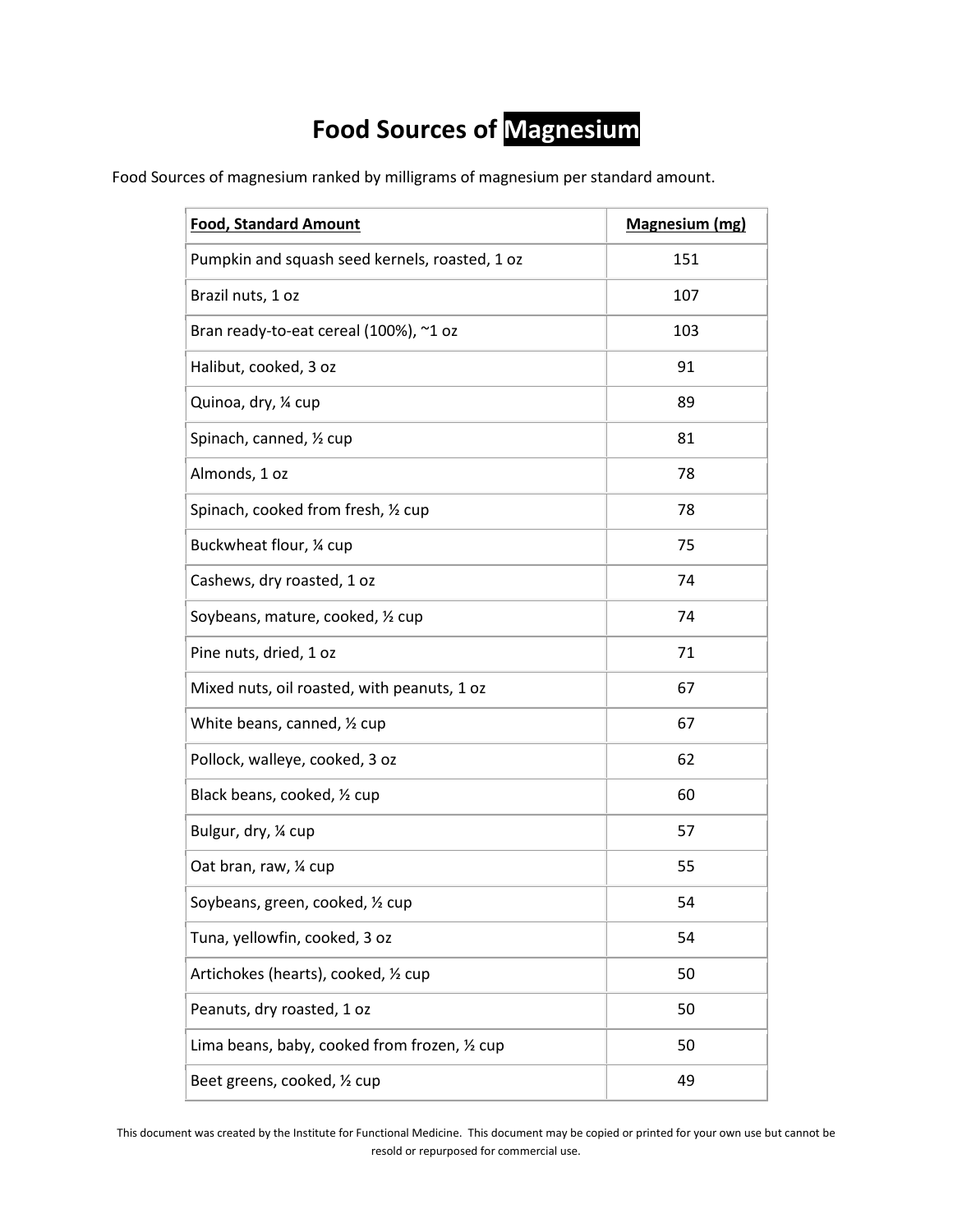# Food Sources of Magnesium

Food Sources of magnesium ranked by milligrams of magnesium per standard amount.

| Food, Standard Amount | Magnesium (mg) |
|---|---|
| Pumpkin and squash seed kernels, roasted, 1 oz | 151 |
| Brazil nuts, 1 oz | 107 |
| Bran ready-to-eat cereal (100%), ~1 oz | 103 |
| Halibut, cooked, 3 oz | 91 |
| Quinoa, dry, ¼ cup | 89 |
| Spinach, canned, ½ cup | 81 |
| Almonds, 1 oz | 78 |
| Spinach, cooked from fresh, ½ cup | 78 |
| Buckwheat flour, ¼ cup | 75 |
| Cashews, dry roasted, 1 oz | 74 |
| Soybeans, mature, cooked, ½ cup | 74 |
| Pine nuts, dried, 1 oz | 71 |
| Mixed nuts, oil roasted, with peanuts, 1 oz | 67 |
| White beans, canned, ½ cup | 67 |
| Pollock, walleye, cooked, 3 oz | 62 |
| Black beans, cooked, ½ cup | 60 |
| Bulgur, dry, ¼ cup | 57 |
| Oat bran, raw, ¼ cup | 55 |
| Soybeans, green, cooked, ½ cup | 54 |
| Tuna, yellowfin, cooked, 3 oz | 54 |
| Artichokes (hearts), cooked, ½ cup | 50 |
| Peanuts, dry roasted, 1 oz | 50 |
| Lima beans, baby, cooked from frozen, ½ cup | 50 |
| Beet greens, cooked, ½ cup | 49 |

This document was created by the Institute for Functional Medicine. This document may be copied or printed for your own use but cannot be resold or repurposed for commercial use.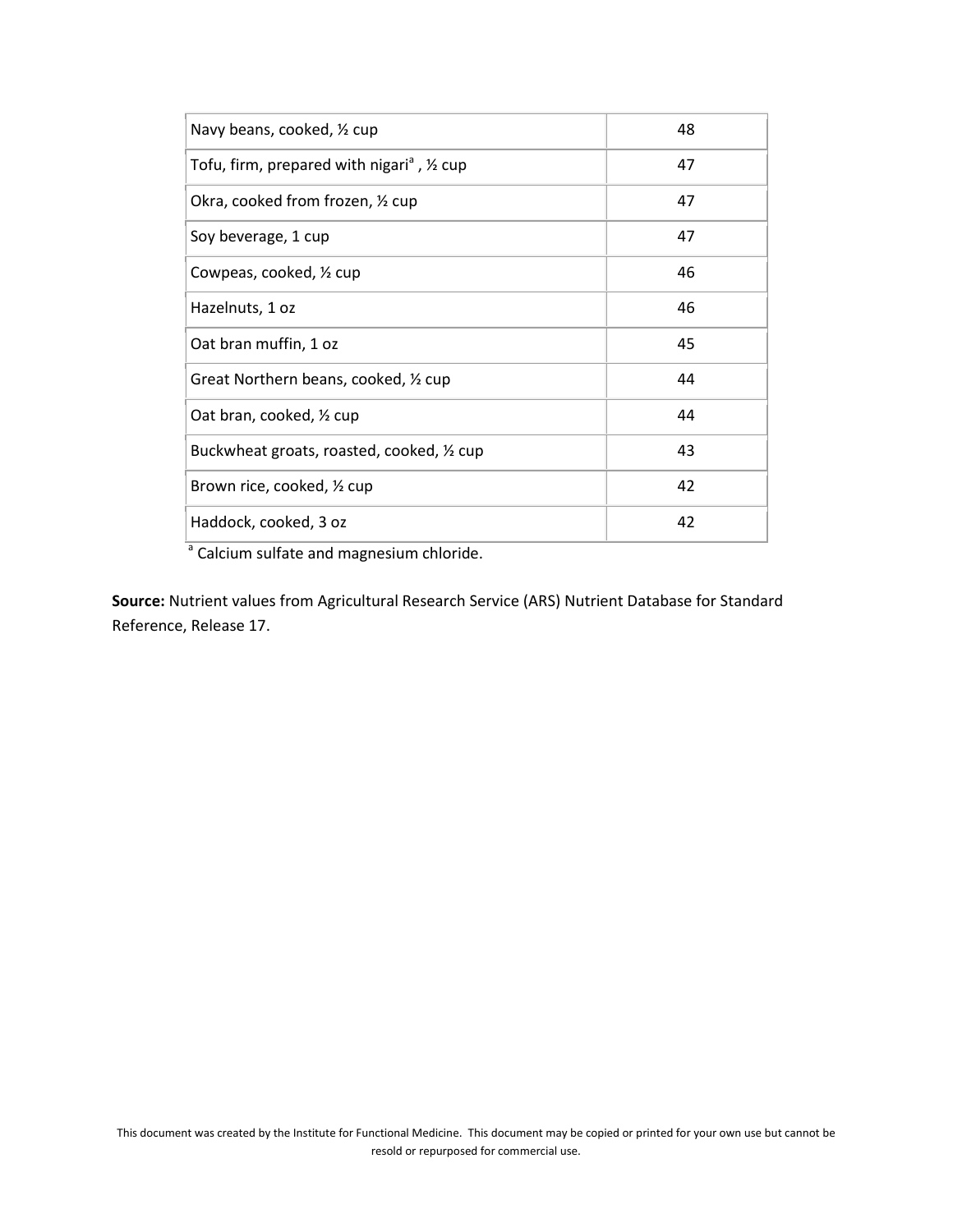| | |
|---|---|
| Navy beans, cooked, ½ cup | 48 |
| Tofu, firm, prepared with nigari[a], ½ cup | 47 |
| Okra, cooked from frozen, ½ cup | 47 |
| Soy beverage, 1 cup | 47 |
| Cowpeas, cooked, ½ cup | 46 |
| Hazelnuts, 1 oz | 46 |
| Oat bran muffin, 1 oz | 45 |
| Great Northern beans, cooked, ½ cup | 44 |
| Oat bran, cooked, ½ cup | 44 |
| Buckwheat groats, roasted, cooked, ½ cup | 43 |
| Brown rice, cooked, ½ cup | 42 |
| Haddock, cooked, 3 oz | 42 |

[a] Calcium sulfate and magnesium chloride.

**Source:** Nutrient values from Agricultural Research Service (ARS) Nutrient Database for Standard Reference, Release 17.

This document was created by the Institute for Functional Medicine. This document may be copied or printed for your own use but cannot be resold or repurposed for commercial use.